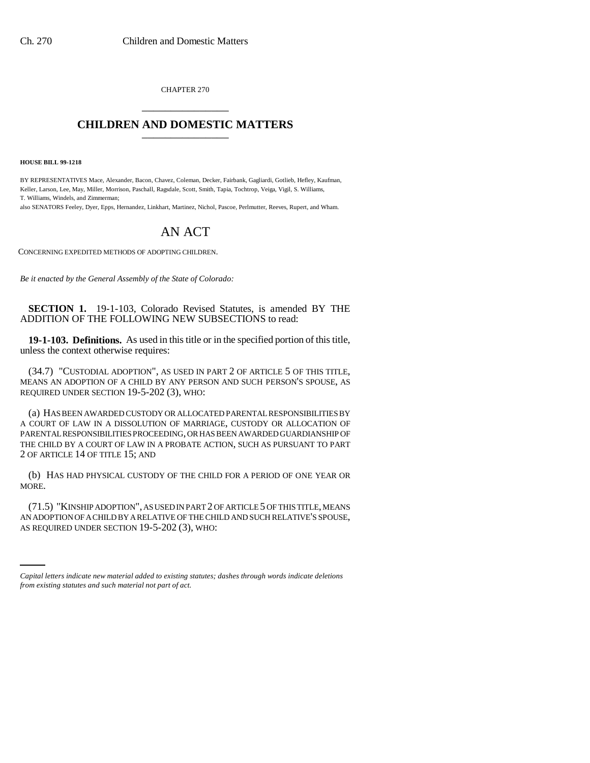CHAPTER 270

# CHILDREN AND DOMESTIC MATTERS

**HOUSE BILL 99-1218**

BY REPRESENTATIVES Mace, Alexander, Bacon, Chavez, Coleman, Decker, Fairbank, Gagliardi, Gotlieb, Hefley, Kaufman, Keller, Larson, Lee, May, Miller, Morrison, Paschall, Ragsdale, Scott, Smith, Tapia, Tochtrop, Veiga, Vigil, S. Williams, T. Williams, Windels, and Zimmerman;
also SENATORS Feeley, Dyer, Epps, Hernandez, Linkhart, Martinez, Nichol, Pascoe, Perlmutter, Reeves, Rupert, and Wham.

# AN ACT

CONCERNING EXPEDITED METHODS OF ADOPTING CHILDREN.

*Be it enacted by the General Assembly of the State of Colorado:*

**SECTION 1.** 19-1-103, Colorado Revised Statutes, is amended BY THE ADDITION OF THE FOLLOWING NEW SUBSECTIONS to read:

**19-1-103. Definitions.** As used in this title or in the specified portion of this title, unless the context otherwise requires:

(34.7) "CUSTODIAL ADOPTION", AS USED IN PART 2 OF ARTICLE 5 OF THIS TITLE, MEANS AN ADOPTION OF A CHILD BY ANY PERSON AND SUCH PERSON'S SPOUSE, AS REQUIRED UNDER SECTION 19-5-202 (3), WHO:

(a) HAS BEEN AWARDED CUSTODY OR ALLOCATED PARENTAL RESPONSIBILITIES BY A COURT OF LAW IN A DISSOLUTION OF MARRIAGE, CUSTODY OR ALLOCATION OF PARENTAL RESPONSIBILITIES PROCEEDING, OR HAS BEEN AWARDED GUARDIANSHIP OF THE CHILD BY A COURT OF LAW IN A PROBATE ACTION, SUCH AS PURSUANT TO PART 2 OF ARTICLE 14 OF TITLE 15; AND

(b) HAS HAD PHYSICAL CUSTODY OF THE CHILD FOR A PERIOD OF ONE YEAR OR MORE.

(71.5) "KINSHIP ADOPTION", AS USED IN PART 2 OF ARTICLE 5 OF THIS TITLE, MEANS AN ADOPTION OF A CHILD BY A RELATIVE OF THE CHILD AND SUCH RELATIVE'S SPOUSE, AS REQUIRED UNDER SECTION 19-5-202 (3), WHO:

*Capital letters indicate new material added to existing statutes; dashes through words indicate deletions from existing statutes and such material not part of act.*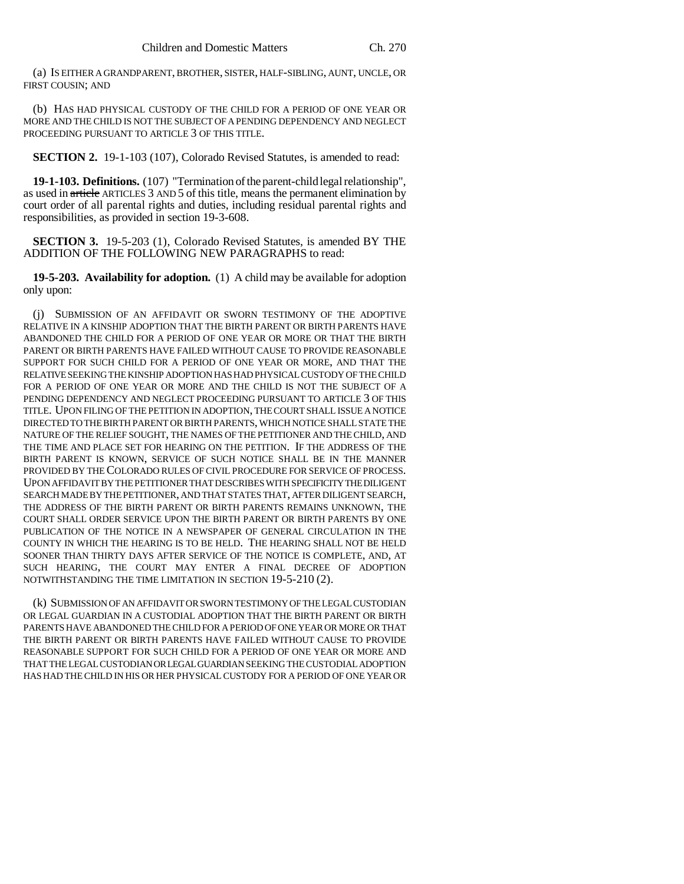(a) IS EITHER A GRANDPARENT, BROTHER, SISTER, HALF-SIBLING, AUNT, UNCLE, OR FIRST COUSIN; AND

(b) HAS HAD PHYSICAL CUSTODY OF THE CHILD FOR A PERIOD OF ONE YEAR OR MORE AND THE CHILD IS NOT THE SUBJECT OF A PENDING DEPENDENCY AND NEGLECT PROCEEDING PURSUANT TO ARTICLE 3 OF THIS TITLE.

**SECTION 2.** 19-1-103 (107), Colorado Revised Statutes, is amended to read:

**19-1-103. Definitions.** (107) "Termination of the parent-child legal relationship", as used in ~~article~~ ARTICLES 3 AND 5 of this title, means the permanent elimination by court order of all parental rights and duties, including residual parental rights and responsibilities, as provided in section 19-3-608.

**SECTION 3.** 19-5-203 (1), Colorado Revised Statutes, is amended BY THE ADDITION OF THE FOLLOWING NEW PARAGRAPHS to read:

**19-5-203. Availability for adoption.** (1) A child may be available for adoption only upon:

(j) SUBMISSION OF AN AFFIDAVIT OR SWORN TESTIMONY OF THE ADOPTIVE RELATIVE IN A KINSHIP ADOPTION THAT THE BIRTH PARENT OR BIRTH PARENTS HAVE ABANDONED THE CHILD FOR A PERIOD OF ONE YEAR OR MORE OR THAT THE BIRTH PARENT OR BIRTH PARENTS HAVE FAILED WITHOUT CAUSE TO PROVIDE REASONABLE SUPPORT FOR SUCH CHILD FOR A PERIOD OF ONE YEAR OR MORE, AND THAT THE RELATIVE SEEKING THE KINSHIP ADOPTION HAS HAD PHYSICAL CUSTODY OF THE CHILD FOR A PERIOD OF ONE YEAR OR MORE AND THE CHILD IS NOT THE SUBJECT OF A PENDING DEPENDENCY AND NEGLECT PROCEEDING PURSUANT TO ARTICLE 3 OF THIS TITLE. UPON FILING OF THE PETITION IN ADOPTION, THE COURT SHALL ISSUE A NOTICE DIRECTED TO THE BIRTH PARENT OR BIRTH PARENTS, WHICH NOTICE SHALL STATE THE NATURE OF THE RELIEF SOUGHT, THE NAMES OF THE PETITIONER AND THE CHILD, AND THE TIME AND PLACE SET FOR HEARING ON THE PETITION. IF THE ADDRESS OF THE BIRTH PARENT IS KNOWN, SERVICE OF SUCH NOTICE SHALL BE IN THE MANNER PROVIDED BY THE COLORADO RULES OF CIVIL PROCEDURE FOR SERVICE OF PROCESS. UPON AFFIDAVIT BY THE PETITIONER THAT DESCRIBES WITH SPECIFICITY THE DILIGENT SEARCH MADE BY THE PETITIONER, AND THAT STATES THAT, AFTER DILIGENT SEARCH, THE ADDRESS OF THE BIRTH PARENT OR BIRTH PARENTS REMAINS UNKNOWN, THE COURT SHALL ORDER SERVICE UPON THE BIRTH PARENT OR BIRTH PARENTS BY ONE PUBLICATION OF THE NOTICE IN A NEWSPAPER OF GENERAL CIRCULATION IN THE COUNTY IN WHICH THE HEARING IS TO BE HELD. THE HEARING SHALL NOT BE HELD SOONER THAN THIRTY DAYS AFTER SERVICE OF THE NOTICE IS COMPLETE, AND, AT SUCH HEARING, THE COURT MAY ENTER A FINAL DECREE OF ADOPTION NOTWITHSTANDING THE TIME LIMITATION IN SECTION 19-5-210 (2).

(k) SUBMISSION OF AN AFFIDAVIT OR SWORN TESTIMONY OF THE LEGAL CUSTODIAN OR LEGAL GUARDIAN IN A CUSTODIAL ADOPTION THAT THE BIRTH PARENT OR BIRTH PARENTS HAVE ABANDONED THE CHILD FOR A PERIOD OF ONE YEAR OR MORE OR THAT THE BIRTH PARENT OR BIRTH PARENTS HAVE FAILED WITHOUT CAUSE TO PROVIDE REASONABLE SUPPORT FOR SUCH CHILD FOR A PERIOD OF ONE YEAR OR MORE AND THAT THE LEGAL CUSTODIAN OR LEGAL GUARDIAN SEEKING THE CUSTODIAL ADOPTION HAS HAD THE CHILD IN HIS OR HER PHYSICAL CUSTODY FOR A PERIOD OF ONE YEAR OR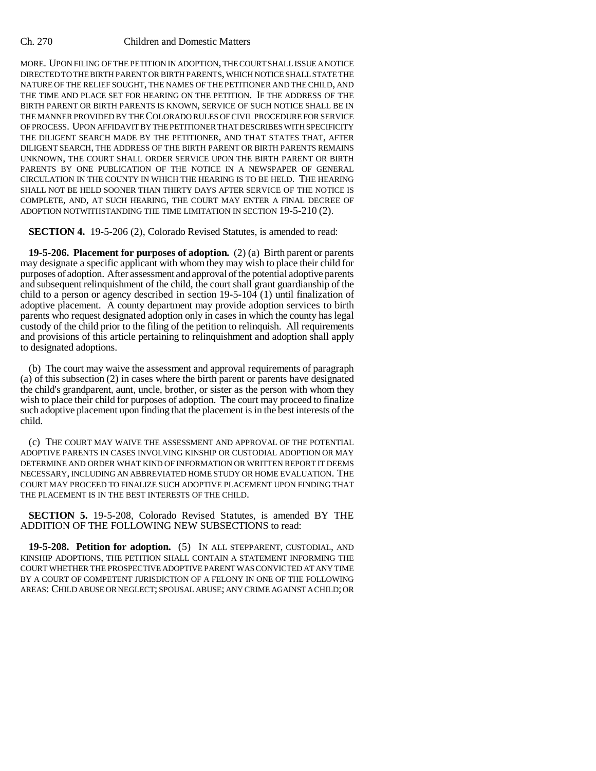MORE. UPON FILING OF THE PETITION IN ADOPTION, THE COURT SHALL ISSUE A NOTICE DIRECTED TO THE BIRTH PARENT OR BIRTH PARENTS, WHICH NOTICE SHALL STATE THE NATURE OF THE RELIEF SOUGHT, THE NAMES OF THE PETITIONER AND THE CHILD, AND THE TIME AND PLACE SET FOR HEARING ON THE PETITION. IF THE ADDRESS OF THE BIRTH PARENT OR BIRTH PARENTS IS KNOWN, SERVICE OF SUCH NOTICE SHALL BE IN THE MANNER PROVIDED BY THE COLORADO RULES OF CIVIL PROCEDURE FOR SERVICE OF PROCESS. UPON AFFIDAVIT BY THE PETITIONER THAT DESCRIBES WITH SPECIFICITY THE DILIGENT SEARCH MADE BY THE PETITIONER, AND THAT STATES THAT, AFTER DILIGENT SEARCH, THE ADDRESS OF THE BIRTH PARENT OR BIRTH PARENTS REMAINS UNKNOWN, THE COURT SHALL ORDER SERVICE UPON THE BIRTH PARENT OR BIRTH PARENTS BY ONE PUBLICATION OF THE NOTICE IN A NEWSPAPER OF GENERAL CIRCULATION IN THE COUNTY IN WHICH THE HEARING IS TO BE HELD. THE HEARING SHALL NOT BE HELD SOONER THAN THIRTY DAYS AFTER SERVICE OF THE NOTICE IS COMPLETE, AND, AT SUCH HEARING, THE COURT MAY ENTER A FINAL DECREE OF ADOPTION NOTWITHSTANDING THE TIME LIMITATION IN SECTION 19-5-210 (2).

**SECTION 4.** 19-5-206 (2), Colorado Revised Statutes, is amended to read:

**19-5-206. Placement for purposes of adoption.** (2) (a) Birth parent or parents may designate a specific applicant with whom they may wish to place their child for purposes of adoption. After assessment and approval of the potential adoptive parents and subsequent relinquishment of the child, the court shall grant guardianship of the child to a person or agency described in section 19-5-104 (1) until finalization of adoptive placement. A county department may provide adoption services to birth parents who request designated adoption only in cases in which the county has legal custody of the child prior to the filing of the petition to relinquish. All requirements and provisions of this article pertaining to relinquishment and adoption shall apply to designated adoptions.

(b) The court may waive the assessment and approval requirements of paragraph (a) of this subsection (2) in cases where the birth parent or parents have designated the child's grandparent, aunt, uncle, brother, or sister as the person with whom they wish to place their child for purposes of adoption. The court may proceed to finalize such adoptive placement upon finding that the placement is in the best interests of the child.

(c) THE COURT MAY WAIVE THE ASSESSMENT AND APPROVAL OF THE POTENTIAL ADOPTIVE PARENTS IN CASES INVOLVING KINSHIP OR CUSTODIAL ADOPTION OR MAY DETERMINE AND ORDER WHAT KIND OF INFORMATION OR WRITTEN REPORT IT DEEMS NECESSARY, INCLUDING AN ABBREVIATED HOME STUDY OR HOME EVALUATION. THE COURT MAY PROCEED TO FINALIZE SUCH ADOPTIVE PLACEMENT UPON FINDING THAT THE PLACEMENT IS IN THE BEST INTERESTS OF THE CHILD.

**SECTION 5.** 19-5-208, Colorado Revised Statutes, is amended BY THE ADDITION OF THE FOLLOWING NEW SUBSECTIONS to read:

**19-5-208. Petition for adoption.** (5) IN ALL STEPPARENT, CUSTODIAL, AND KINSHIP ADOPTIONS, THE PETITION SHALL CONTAIN A STATEMENT INFORMING THE COURT WHETHER THE PROSPECTIVE ADOPTIVE PARENT WAS CONVICTED AT ANY TIME BY A COURT OF COMPETENT JURISDICTION OF A FELONY IN ONE OF THE FOLLOWING AREAS: CHILD ABUSE OR NEGLECT; SPOUSAL ABUSE; ANY CRIME AGAINST A CHILD; OR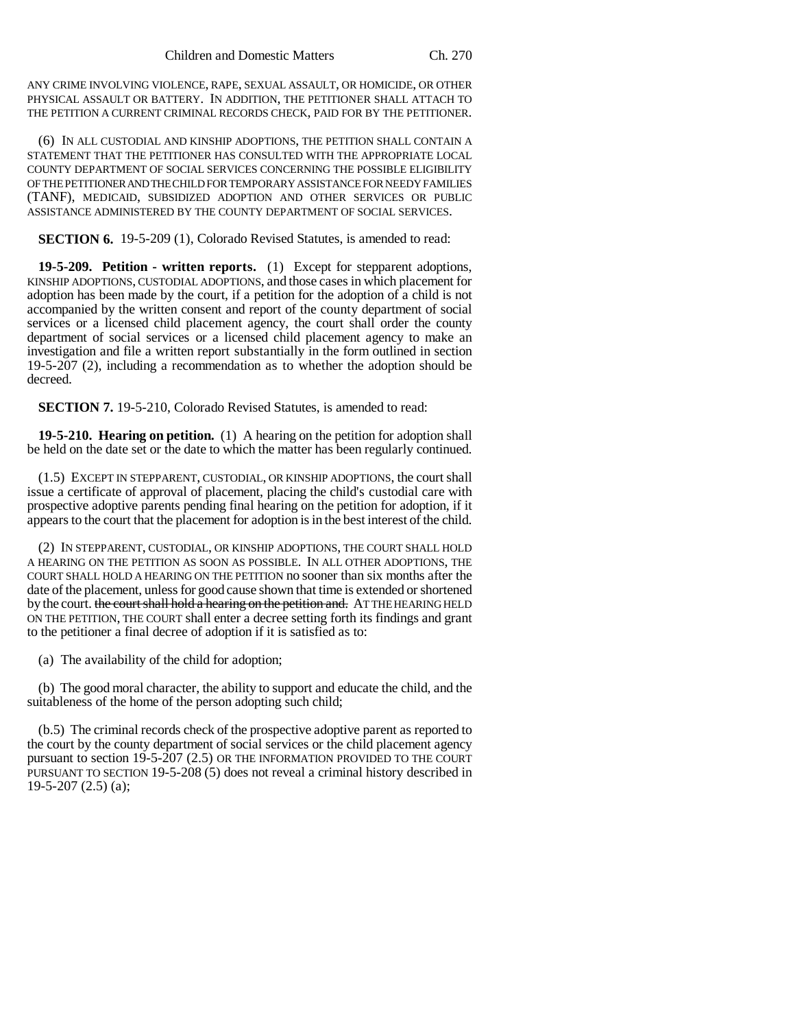ANY CRIME INVOLVING VIOLENCE, RAPE, SEXUAL ASSAULT, OR HOMICIDE, OR OTHER PHYSICAL ASSAULT OR BATTERY. IN ADDITION, THE PETITIONER SHALL ATTACH TO THE PETITION A CURRENT CRIMINAL RECORDS CHECK, PAID FOR BY THE PETITIONER.

(6) IN ALL CUSTODIAL AND KINSHIP ADOPTIONS, THE PETITION SHALL CONTAIN A STATEMENT THAT THE PETITIONER HAS CONSULTED WITH THE APPROPRIATE LOCAL COUNTY DEPARTMENT OF SOCIAL SERVICES CONCERNING THE POSSIBLE ELIGIBILITY OF THE PETITIONER AND THE CHILD FOR TEMPORARY ASSISTANCE FOR NEEDY FAMILIES (TANF), MEDICAID, SUBSIDIZED ADOPTION AND OTHER SERVICES OR PUBLIC ASSISTANCE ADMINISTERED BY THE COUNTY DEPARTMENT OF SOCIAL SERVICES.

**SECTION 6.** 19-5-209 (1), Colorado Revised Statutes, is amended to read:

**19-5-209. Petition - written reports.** (1) Except for stepparent adoptions, KINSHIP ADOPTIONS, CUSTODIAL ADOPTIONS, and those cases in which placement for adoption has been made by the court, if a petition for the adoption of a child is not accompanied by the written consent and report of the county department of social services or a licensed child placement agency, the court shall order the county department of social services or a licensed child placement agency to make an investigation and file a written report substantially in the form outlined in section 19-5-207 (2), including a recommendation as to whether the adoption should be decreed.

**SECTION 7.** 19-5-210, Colorado Revised Statutes, is amended to read:

**19-5-210. Hearing on petition.** (1) A hearing on the petition for adoption shall be held on the date set or the date to which the matter has been regularly continued.

(1.5) EXCEPT IN STEPPARENT, CUSTODIAL, OR KINSHIP ADOPTIONS, the court shall issue a certificate of approval of placement, placing the child's custodial care with prospective adoptive parents pending final hearing on the petition for adoption, if it appears to the court that the placement for adoption is in the best interest of the child.

(2) IN STEPPARENT, CUSTODIAL, OR KINSHIP ADOPTIONS, THE COURT SHALL HOLD A HEARING ON THE PETITION AS SOON AS POSSIBLE. IN ALL OTHER ADOPTIONS, THE COURT SHALL HOLD A HEARING ON THE PETITION no sooner than six months after the date of the placement, unless for good cause shown that time is extended or shortened by the court. ~~the court shall hold a hearing on the petition and.~~ AT THE HEARING HELD ON THE PETITION, THE COURT shall enter a decree setting forth its findings and grant to the petitioner a final decree of adoption if it is satisfied as to:

(a) The availability of the child for adoption;

(b) The good moral character, the ability to support and educate the child, and the suitableness of the home of the person adopting such child;

(b.5) The criminal records check of the prospective adoptive parent as reported to the court by the county department of social services or the child placement agency pursuant to section 19-5-207 (2.5) OR THE INFORMATION PROVIDED TO THE COURT PURSUANT TO SECTION 19-5-208 (5) does not reveal a criminal history described in 19-5-207 (2.5) (a);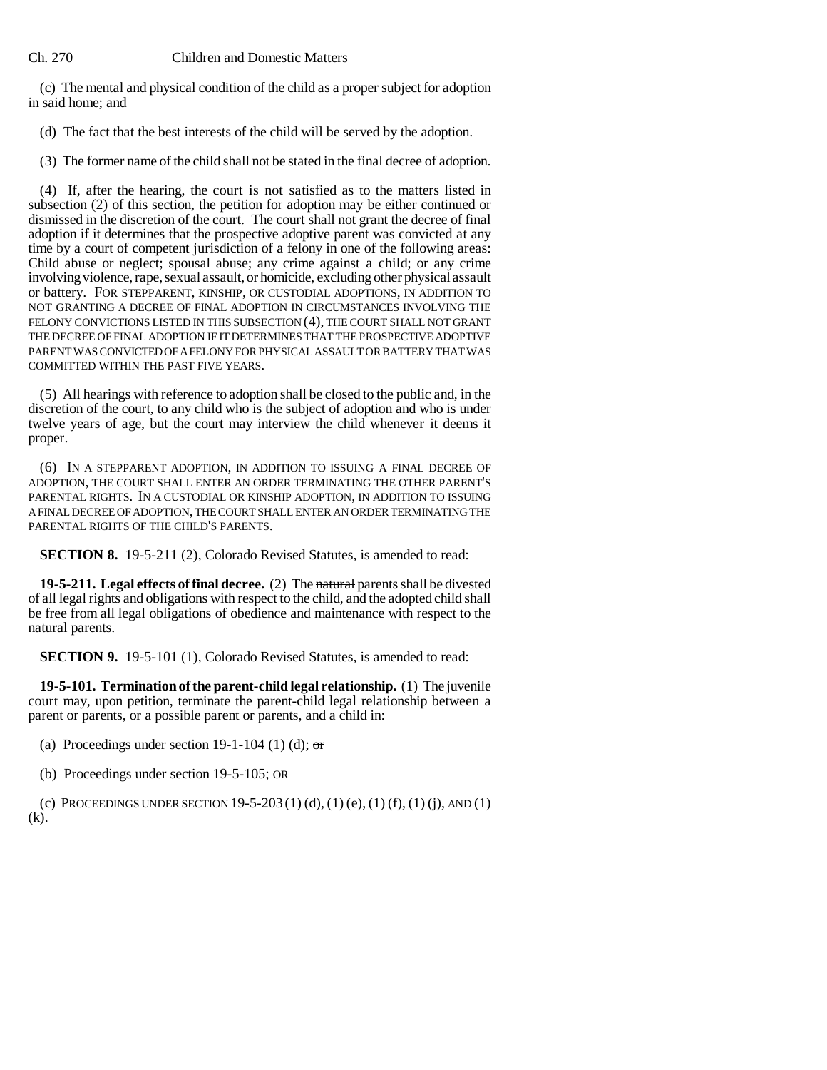(c) The mental and physical condition of the child as a proper subject for adoption in said home; and

(d) The fact that the best interests of the child will be served by the adoption.

(3) The former name of the child shall not be stated in the final decree of adoption.

(4) If, after the hearing, the court is not satisfied as to the matters listed in subsection (2) of this section, the petition for adoption may be either continued or dismissed in the discretion of the court. The court shall not grant the decree of final adoption if it determines that the prospective adoptive parent was convicted at any time by a court of competent jurisdiction of a felony in one of the following areas: Child abuse or neglect; spousal abuse; any crime against a child; or any crime involving violence, rape, sexual assault, or homicide, excluding other physical assault or battery. FOR STEPPARENT, KINSHIP, OR CUSTODIAL ADOPTIONS, IN ADDITION TO NOT GRANTING A DECREE OF FINAL ADOPTION IN CIRCUMSTANCES INVOLVING THE FELONY CONVICTIONS LISTED IN THIS SUBSECTION (4), THE COURT SHALL NOT GRANT THE DECREE OF FINAL ADOPTION IF IT DETERMINES THAT THE PROSPECTIVE ADOPTIVE PARENT WAS CONVICTED OF A FELONY FOR PHYSICAL ASSAULT OR BATTERY THAT WAS COMMITTED WITHIN THE PAST FIVE YEARS.

(5) All hearings with reference to adoption shall be closed to the public and, in the discretion of the court, to any child who is the subject of adoption and who is under twelve years of age, but the court may interview the child whenever it deems it proper.

(6) IN A STEPPARENT ADOPTION, IN ADDITION TO ISSUING A FINAL DECREE OF ADOPTION, THE COURT SHALL ENTER AN ORDER TERMINATING THE OTHER PARENT'S PARENTAL RIGHTS. IN A CUSTODIAL OR KINSHIP ADOPTION, IN ADDITION TO ISSUING A FINAL DECREE OF ADOPTION, THE COURT SHALL ENTER AN ORDER TERMINATING THE PARENTAL RIGHTS OF THE CHILD'S PARENTS.

**SECTION 8.** 19-5-211 (2), Colorado Revised Statutes, is amended to read:

**19-5-211. Legal effects of final decree.** (2) The ~~natural~~ parents shall be divested of all legal rights and obligations with respect to the child, and the adopted child shall be free from all legal obligations of obedience and maintenance with respect to the ~~natural~~ parents.

**SECTION 9.** 19-5-101 (1), Colorado Revised Statutes, is amended to read:

**19-5-101. Termination of the parent-child legal relationship.** (1) The juvenile court may, upon petition, terminate the parent-child legal relationship between a parent or parents, or a possible parent or parents, and a child in:

(a) Proceedings under section 19-1-104 (1) (d); ~~or~~

(b) Proceedings under section 19-5-105; OR

(c) PROCEEDINGS UNDER SECTION 19-5-203 (1) (d), (1) (e), (1) (f), (1) (j), AND (1) (k).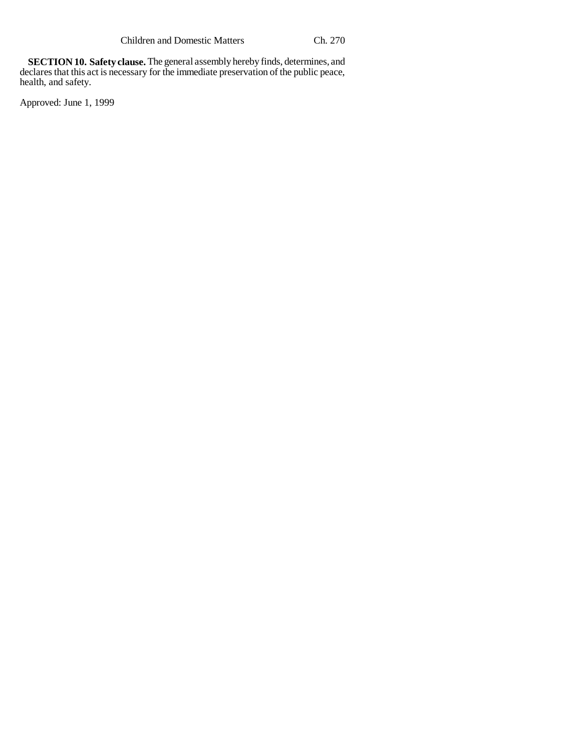**SECTION 10. Safety clause.** The general assembly hereby finds, determines, and declares that this act is necessary for the immediate preservation of the public peace, health, and safety.

Approved: June 1, 1999